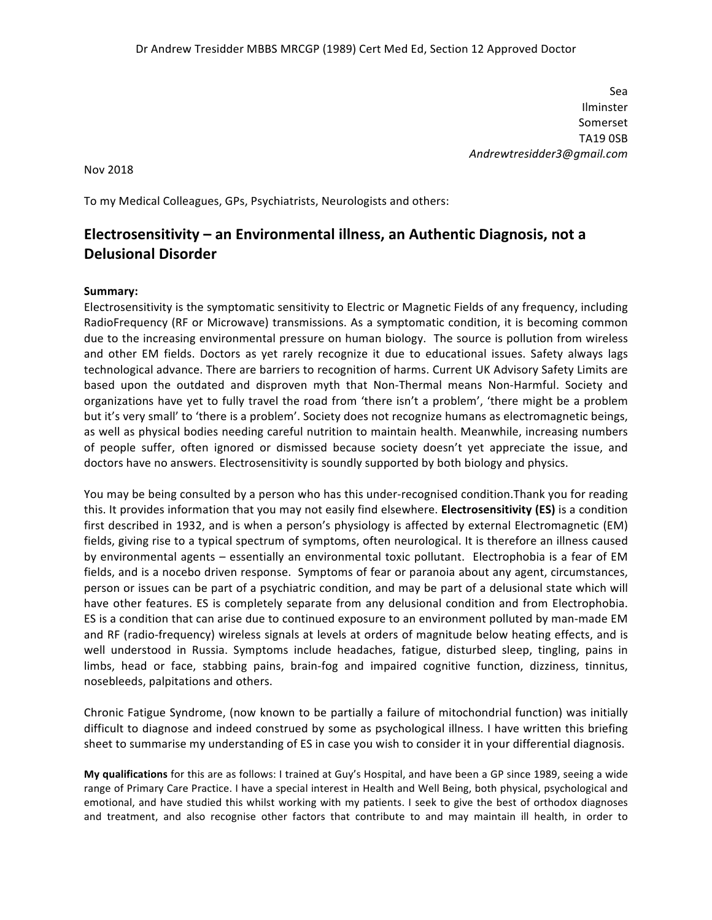Dr Andrew Tresidder MBBS MRCGP (1989) Cert Med Ed, Section 12 Approved Doctor

Sea
Ilminster
Somerset
TA19 0SB
*Andrewtresidder3@gmail.com*

Nov 2018

To my Medical Colleagues, GPs, Psychiatrists, Neurologists and others:

## Electrosensitivity – an Environmental illness, an Authentic Diagnosis, not a Delusional Disorder

**Summary:**
Electrosensitivity is the symptomatic sensitivity to Electric or Magnetic Fields of any frequency, including RadioFrequency (RF or Microwave) transmissions. As a symptomatic condition, it is becoming common due to the increasing environmental pressure on human biology. The source is pollution from wireless and other EM fields. Doctors as yet rarely recognize it due to educational issues. Safety always lags technological advance. There are barriers to recognition of harms. Current UK Advisory Safety Limits are based upon the outdated and disproven myth that Non-Thermal means Non-Harmful. Society and organizations have yet to fully travel the road from 'there isn't a problem', 'there might be a problem but it's very small' to 'there is a problem'. Society does not recognize humans as electromagnetic beings, as well as physical bodies needing careful nutrition to maintain health. Meanwhile, increasing numbers of people suffer, often ignored or dismissed because society doesn't yet appreciate the issue, and doctors have no answers. Electrosensitivity is soundly supported by both biology and physics.

You may be being consulted by a person who has this under-recognised condition.Thank you for reading this. It provides information that you may not easily find elsewhere. **Electrosensitivity (ES)** is a condition first described in 1932, and is when a person's physiology is affected by external Electromagnetic (EM) fields, giving rise to a typical spectrum of symptoms, often neurological. It is therefore an illness caused by environmental agents – essentially an environmental toxic pollutant. Electrophobia is a fear of EM fields, and is a nocebo driven response. Symptoms of fear or paranoia about any agent, circumstances, person or issues can be part of a psychiatric condition, and may be part of a delusional state which will have other features. ES is completely separate from any delusional condition and from Electrophobia. ES is a condition that can arise due to continued exposure to an environment polluted by man-made EM and RF (radio-frequency) wireless signals at levels at orders of magnitude below heating effects, and is well understood in Russia. Symptoms include headaches, fatigue, disturbed sleep, tingling, pains in limbs, head or face, stabbing pains, brain-fog and impaired cognitive function, dizziness, tinnitus, nosebleeds, palpitations and others.

Chronic Fatigue Syndrome, (now known to be partially a failure of mitochondrial function) was initially difficult to diagnose and indeed construed by some as psychological illness. I have written this briefing sheet to summarise my understanding of ES in case you wish to consider it in your differential diagnosis.

**My qualifications** for this are as follows: I trained at Guy's Hospital, and have been a GP since 1989, seeing a wide range of Primary Care Practice. I have a special interest in Health and Well Being, both physical, psychological and emotional, and have studied this whilst working with my patients. I seek to give the best of orthodox diagnoses and treatment, and also recognise other factors that contribute to and may maintain ill health, in order to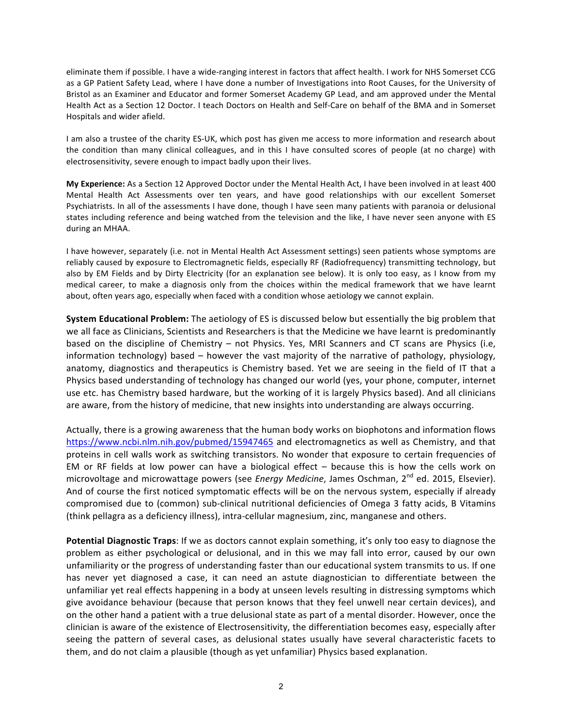eliminate them if possible. I have a wide-ranging interest in factors that affect health. I work for NHS Somerset CCG as a GP Patient Safety Lead, where I have done a number of Investigations into Root Causes, for the University of Bristol as an Examiner and Educator and former Somerset Academy GP Lead, and am approved under the Mental Health Act as a Section 12 Doctor. I teach Doctors on Health and Self-Care on behalf of the BMA and in Somerset Hospitals and wider afield.

I am also a trustee of the charity ES-UK, which post has given me access to more information and research about the condition than many clinical colleagues, and in this I have consulted scores of people (at no charge) with electrosensitivity, severe enough to impact badly upon their lives.

**My Experience:** As a Section 12 Approved Doctor under the Mental Health Act, I have been involved in at least 400 Mental Health Act Assessments over ten years, and have good relationships with our excellent Somerset Psychiatrists. In all of the assessments I have done, though I have seen many patients with paranoia or delusional states including reference and being watched from the television and the like, I have never seen anyone with ES during an MHAA.

I have however, separately (i.e. not in Mental Health Act Assessment settings) seen patients whose symptoms are reliably caused by exposure to Electromagnetic fields, especially RF (Radiofrequency) transmitting technology, but also by EM Fields and by Dirty Electricity (for an explanation see below). It is only too easy, as I know from my medical career, to make a diagnosis only from the choices within the medical framework that we have learnt about, often years ago, especially when faced with a condition whose aetiology we cannot explain.

**System Educational Problem:** The aetiology of ES is discussed below but essentially the big problem that we all face as Clinicians, Scientists and Researchers is that the Medicine we have learnt is predominantly based on the discipline of Chemistry – not Physics. Yes, MRI Scanners and CT scans are Physics (i.e, information technology) based – however the vast majority of the narrative of pathology, physiology, anatomy, diagnostics and therapeutics is Chemistry based. Yet we are seeing in the field of IT that a Physics based understanding of technology has changed our world (yes, your phone, computer, internet use etc. has Chemistry based hardware, but the working of it is largely Physics based). And all clinicians are aware, from the history of medicine, that new insights into understanding are always occurring.

Actually, there is a growing awareness that the human body works on biophotons and information flows https://www.ncbi.nlm.nih.gov/pubmed/15947465 and electromagnetics as well as Chemistry, and that proteins in cell walls work as switching transistors. No wonder that exposure to certain frequencies of EM or RF fields at low power can have a biological effect – because this is how the cells work on microvoltage and microwattage powers (see *Energy Medicine*, James Oschman, 2nd ed. 2015, Elsevier). And of course the first noticed symptomatic effects will be on the nervous system, especially if already compromised due to (common) sub-clinical nutritional deficiencies of Omega 3 fatty acids, B Vitamins (think pellagra as a deficiency illness), intra-cellular magnesium, zinc, manganese and others.

**Potential Diagnostic Traps**: If we as doctors cannot explain something, it's only too easy to diagnose the problem as either psychological or delusional, and in this we may fall into error, caused by our own unfamiliarity or the progress of understanding faster than our educational system transmits to us. If one has never yet diagnosed a case, it can need an astute diagnostician to differentiate between the unfamiliar yet real effects happening in a body at unseen levels resulting in distressing symptoms which give avoidance behaviour (because that person knows that they feel unwell near certain devices), and on the other hand a patient with a true delusional state as part of a mental disorder. However, once the clinician is aware of the existence of Electrosensitivity, the differentiation becomes easy, especially after seeing the pattern of several cases, as delusional states usually have several characteristic facets to them, and do not claim a plausible (though as yet unfamiliar) Physics based explanation.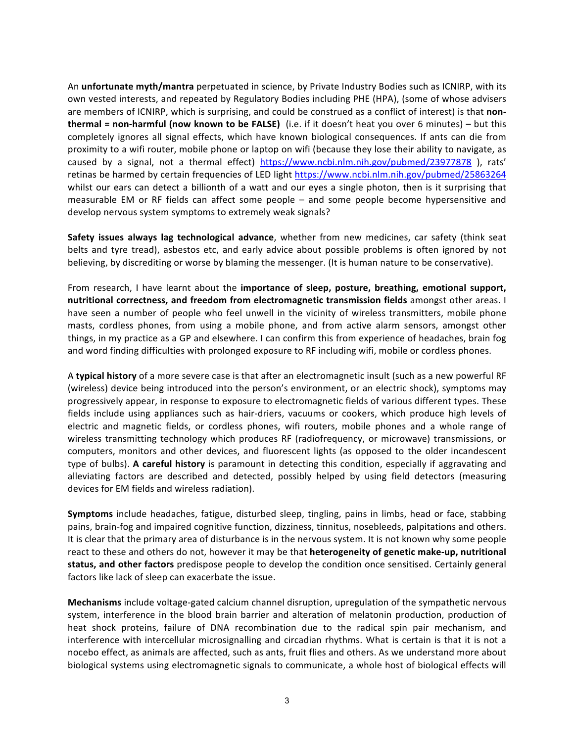An **unfortunate myth/mantra** perpetuated in science, by Private Industry Bodies such as ICNIRP, with its own vested interests, and repeated by Regulatory Bodies including PHE (HPA), (some of whose advisers are members of ICNIRP, which is surprising, and could be construed as a conflict of interest) is that **non-thermal = non-harmful (now known to be FALSE)** (i.e. if it doesn't heat you over 6 minutes) – but this completely ignores all signal effects, which have known biological consequences. If ants can die from proximity to a wifi router, mobile phone or laptop on wifi (because they lose their ability to navigate, as caused by a signal, not a thermal effect) https://www.ncbi.nlm.nih.gov/pubmed/23977878 ), rats' retinas be harmed by certain frequencies of LED light https://www.ncbi.nlm.nih.gov/pubmed/25863264 whilst our ears can detect a billionth of a watt and our eyes a single photon, then is it surprising that measurable EM or RF fields can affect some people – and some people become hypersensitive and develop nervous system symptoms to extremely weak signals?

**Safety issues always lag technological advance**, whether from new medicines, car safety (think seat belts and tyre tread), asbestos etc, and early advice about possible problems is often ignored by not believing, by discrediting or worse by blaming the messenger. (It is human nature to be conservative).

From research, I have learnt about the **importance of sleep, posture, breathing, emotional support, nutritional correctness, and freedom from electromagnetic transmission fields** amongst other areas. I have seen a number of people who feel unwell in the vicinity of wireless transmitters, mobile phone masts, cordless phones, from using a mobile phone, and from active alarm sensors, amongst other things, in my practice as a GP and elsewhere. I can confirm this from experience of headaches, brain fog and word finding difficulties with prolonged exposure to RF including wifi, mobile or cordless phones.

A **typical history** of a more severe case is that after an electromagnetic insult (such as a new powerful RF (wireless) device being introduced into the person's environment, or an electric shock), symptoms may progressively appear, in response to exposure to electromagnetic fields of various different types. These fields include using appliances such as hair-driers, vacuums or cookers, which produce high levels of electric and magnetic fields, or cordless phones, wifi routers, mobile phones and a whole range of wireless transmitting technology which produces RF (radiofrequency, or microwave) transmissions, or computers, monitors and other devices, and fluorescent lights (as opposed to the older incandescent type of bulbs). **A careful history** is paramount in detecting this condition, especially if aggravating and alleviating factors are described and detected, possibly helped by using field detectors (measuring devices for EM fields and wireless radiation).

**Symptoms** include headaches, fatigue, disturbed sleep, tingling, pains in limbs, head or face, stabbing pains, brain-fog and impaired cognitive function, dizziness, tinnitus, nosebleeds, palpitations and others. It is clear that the primary area of disturbance is in the nervous system. It is not known why some people react to these and others do not, however it may be that **heterogeneity of genetic make-up, nutritional status, and other factors** predispose people to develop the condition once sensitised. Certainly general factors like lack of sleep can exacerbate the issue.

**Mechanisms** include voltage-gated calcium channel disruption, upregulation of the sympathetic nervous system, interference in the blood brain barrier and alteration of melatonin production, production of heat shock proteins, failure of DNA recombination due to the radical spin pair mechanism, and interference with intercellular microsignalling and circadian rhythms. What is certain is that it is not a nocebo effect, as animals are affected, such as ants, fruit flies and others. As we understand more about biological systems using electromagnetic signals to communicate, a whole host of biological effects will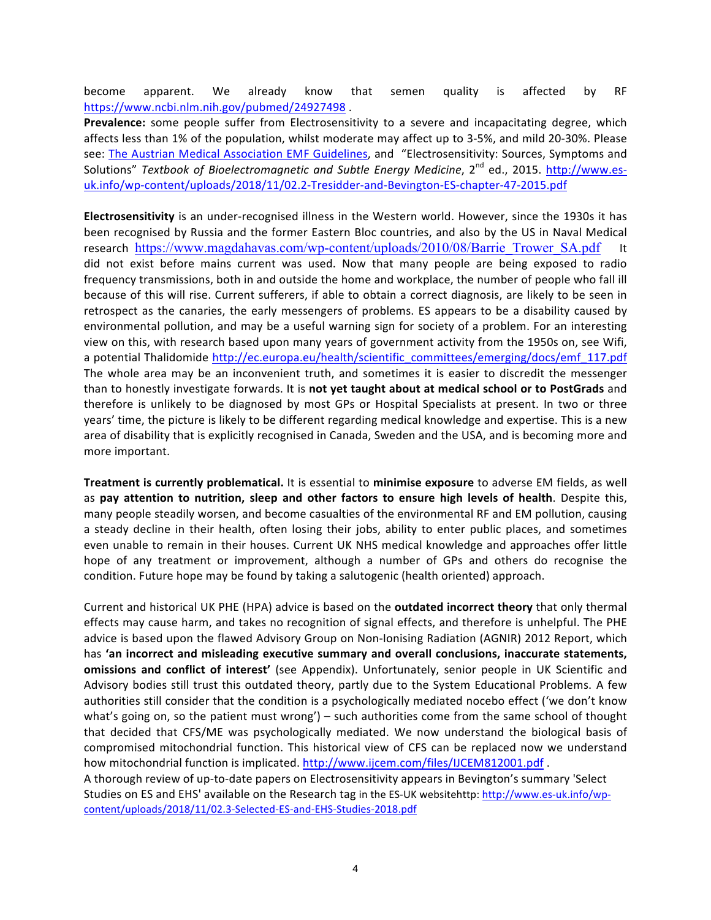become apparent. We already know that semen quality is affected by RF https://www.ncbi.nlm.nih.gov/pubmed/24927498 .

**Prevalence:** some people suffer from Electrosensitivity to a severe and incapacitating degree, which affects less than 1% of the population, whilst moderate may affect up to 3-5%, and mild 20-30%. Please see: The Austrian Medical Association EMF Guidelines, and "Electrosensitivity: Sources, Symptoms and Solutions" *Textbook of Bioelectromagnetic and Subtle Energy Medicine*, 2nd ed., 2015. http://www.es-uk.info/wp-content/uploads/2018/11/02.2-Tresidder-and-Bevington-ES-chapter-47-2015.pdf

**Electrosensitivity** is an under-recognised illness in the Western world. However, since the 1930s it has been recognised by Russia and the former Eastern Bloc countries, and also by the US in Naval Medical research https://www.magdahavas.com/wp-content/uploads/2010/08/Barrie_Trower_SA.pdf It did not exist before mains current was used. Now that many people are being exposed to radio frequency transmissions, both in and outside the home and workplace, the number of people who fall ill because of this will rise. Current sufferers, if able to obtain a correct diagnosis, are likely to be seen in retrospect as the canaries, the early messengers of problems. ES appears to be a disability caused by environmental pollution, and may be a useful warning sign for society of a problem. For an interesting view on this, with research based upon many years of government activity from the 1950s on, see Wifi, a potential Thalidomide http://ec.europa.eu/health/scientific_committees/emerging/docs/emf_117.pdf The whole area may be an inconvenient truth, and sometimes it is easier to discredit the messenger than to honestly investigate forwards. It is **not yet taught about at medical school or to PostGrads** and therefore is unlikely to be diagnosed by most GPs or Hospital Specialists at present. In two or three years' time, the picture is likely to be different regarding medical knowledge and expertise. This is a new area of disability that is explicitly recognised in Canada, Sweden and the USA, and is becoming more and more important.

**Treatment is currently problematical.** It is essential to **minimise exposure** to adverse EM fields, as well as **pay attention to nutrition, sleep and other factors to ensure high levels of health**. Despite this, many people steadily worsen, and become casualties of the environmental RF and EM pollution, causing a steady decline in their health, often losing their jobs, ability to enter public places, and sometimes even unable to remain in their houses. Current UK NHS medical knowledge and approaches offer little hope of any treatment or improvement, although a number of GPs and others do recognise the condition. Future hope may be found by taking a salutogenic (health oriented) approach.

Current and historical UK PHE (HPA) advice is based on the **outdated incorrect theory** that only thermal effects may cause harm, and takes no recognition of signal effects, and therefore is unhelpful. The PHE advice is based upon the flawed Advisory Group on Non-Ionising Radiation (AGNIR) 2012 Report, which has **'an incorrect and misleading executive summary and overall conclusions, inaccurate statements, omissions and conflict of interest'** (see Appendix). Unfortunately, senior people in UK Scientific and Advisory bodies still trust this outdated theory, partly due to the System Educational Problems. A few authorities still consider that the condition is a psychologically mediated nocebo effect ('we don't know what's going on, so the patient must wrong') – such authorities come from the same school of thought that decided that CFS/ME was psychologically mediated. We now understand the biological basis of compromised mitochondrial function. This historical view of CFS can be replaced now we understand how mitochondrial function is implicated. http://www.ijcem.com/files/IJCEM812001.pdf .

A thorough review of up-to-date papers on Electrosensitivity appears in Bevington's summary 'Select Studies on ES and EHS' available on the Research tag in the ES-UK websitehttp: http://www.es-uk.info/wp-content/uploads/2018/11/02.3-Selected-ES-and-EHS-Studies-2018.pdf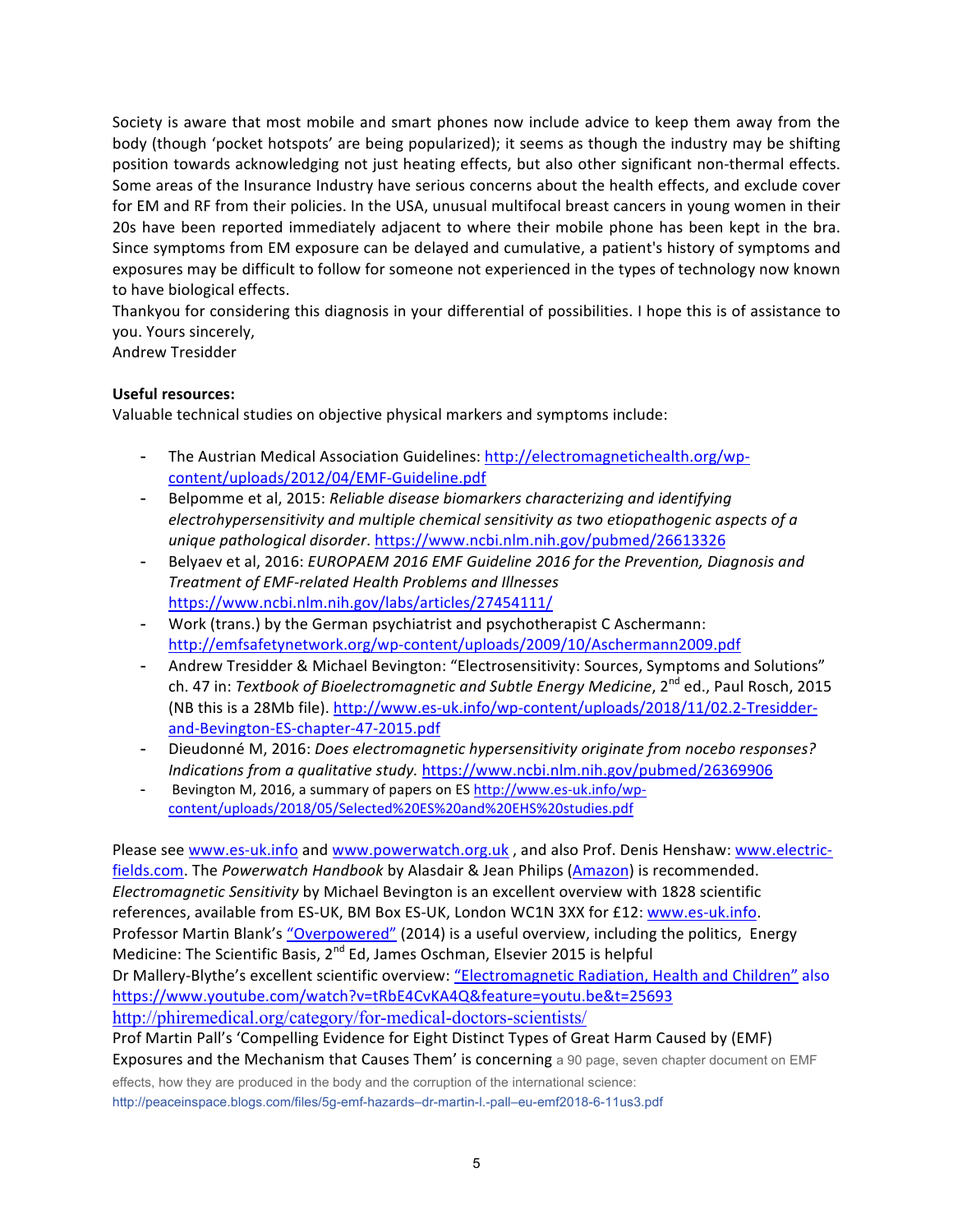Society is aware that most mobile and smart phones now include advice to keep them away from the body (though 'pocket hotspots' are being popularized); it seems as though the industry may be shifting position towards acknowledging not just heating effects, but also other significant non-thermal effects. Some areas of the Insurance Industry have serious concerns about the health effects, and exclude cover for EM and RF from their policies. In the USA, unusual multifocal breast cancers in young women in their 20s have been reported immediately adjacent to where their mobile phone has been kept in the bra. Since symptoms from EM exposure can be delayed and cumulative, a patient's history of symptoms and exposures may be difficult to follow for someone not experienced in the types of technology now known to have biological effects.

Thankyou for considering this diagnosis in your differential of possibilities. I hope this is of assistance to you. Yours sincerely,

Andrew Tresidder

**Useful resources:**

Valuable technical studies on objective physical markers and symptoms include:

- The Austrian Medical Association Guidelines: http://electromagnetichealth.org/wp-content/uploads/2012/04/EMF-Guideline.pdf
- Belpomme et al, 2015: *Reliable disease biomarkers characterizing and identifying electrohypersensitivity and multiple chemical sensitivity as two etiopathogenic aspects of a unique pathological disorder*. https://www.ncbi.nlm.nih.gov/pubmed/26613326
- Belyaev et al, 2016: *EUROPAEM 2016 EMF Guideline 2016 for the Prevention, Diagnosis and Treatment of EMF-related Health Problems and Illnesses* https://www.ncbi.nlm.nih.gov/labs/articles/27454111/
- Work (trans.) by the German psychiatrist and psychotherapist C Aschermann: http://emfsafetynetwork.org/wp-content/uploads/2009/10/Aschermann2009.pdf
- Andrew Tresidder & Michael Bevington: "Electrosensitivity: Sources, Symptoms and Solutions" ch. 47 in: *Textbook of Bioelectromagnetic and Subtle Energy Medicine*, 2nd ed., Paul Rosch, 2015 (NB this is a 28Mb file). http://www.es-uk.info/wp-content/uploads/2018/11/02.2-Tresidder-and-Bevington-ES-chapter-47-2015.pdf
- Dieudonné M, 2016: *Does electromagnetic hypersensitivity originate from nocebo responses? Indications from a qualitative study.* https://www.ncbi.nlm.nih.gov/pubmed/26369906
- Bevington M, 2016, a summary of papers on ES http://www.es-uk.info/wp-content/uploads/2018/05/Selected%20ES%20and%20EHS%20studies.pdf

Please see www.es-uk.info and www.powerwatch.org.uk , and also Prof. Denis Henshaw: www.electric-fields.com. The *Powerwatch Handbook* by Alasdair & Jean Philips (Amazon) is recommended. *Electromagnetic Sensitivity* by Michael Bevington is an excellent overview with 1828 scientific references, available from ES-UK, BM Box ES-UK, London WC1N 3XX for £12: www.es-uk.info. Professor Martin Blank's "Overpowered" (2014) is a useful overview, including the politics, Energy Medicine: The Scientific Basis, 2nd Ed, James Oschman, Elsevier 2015 is helpful

Dr Mallery-Blythe's excellent scientific overview: "Electromagnetic Radiation, Health and Children" also https://www.youtube.com/watch?v=tRbE4CvKA4Q&feature=youtu.be&t=25693

http://phiremedical.org/category/for-medical-doctors-scientists/

Prof Martin Pall's 'Compelling Evidence for Eight Distinct Types of Great Harm Caused by (EMF) Exposures and the Mechanism that Causes Them' is concerning a 90 page, seven chapter document on EMF effects, how they are produced in the body and the corruption of the international science: http://peaceinspace.blogs.com/files/5g-emf-hazards–dr-martin-l.-pall–eu-emf2018-6-11us3.pdf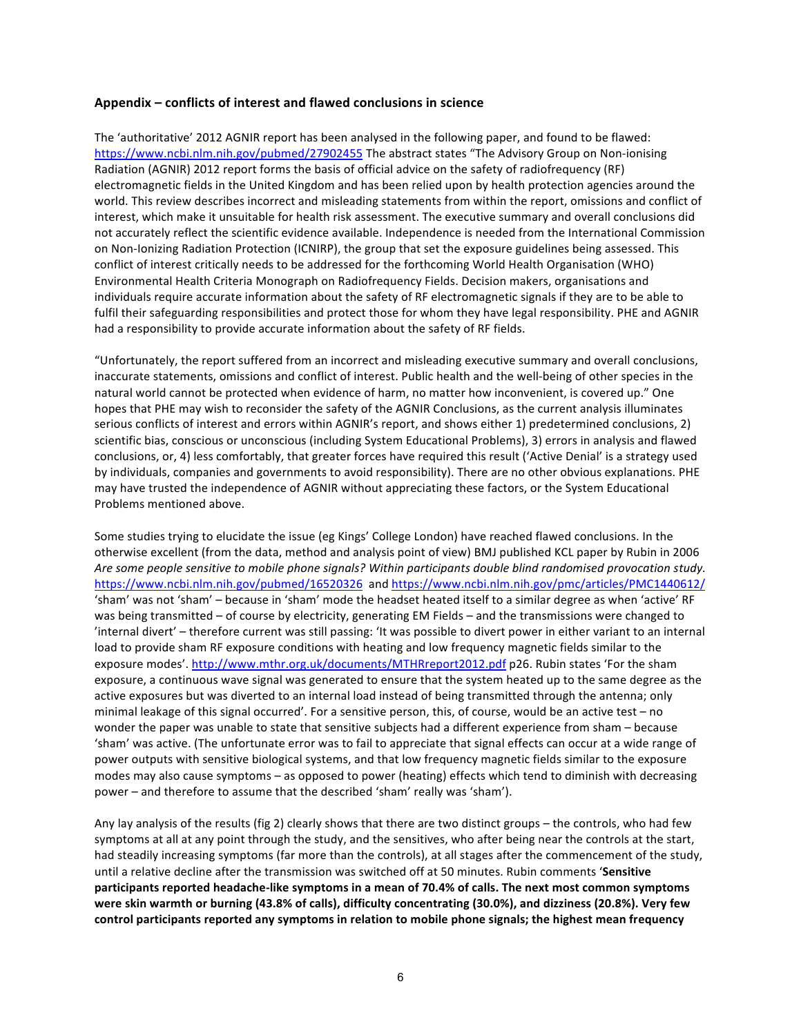### Appendix – conflicts of interest and flawed conclusions in science

The 'authoritative' 2012 AGNIR report has been analysed in the following paper, and found to be flawed: https://www.ncbi.nlm.nih.gov/pubmed/27902455 The abstract states "The Advisory Group on Non-ionising Radiation (AGNIR) 2012 report forms the basis of official advice on the safety of radiofrequency (RF) electromagnetic fields in the United Kingdom and has been relied upon by health protection agencies around the world. This review describes incorrect and misleading statements from within the report, omissions and conflict of interest, which make it unsuitable for health risk assessment. The executive summary and overall conclusions did not accurately reflect the scientific evidence available. Independence is needed from the International Commission on Non-Ionizing Radiation Protection (ICNIRP), the group that set the exposure guidelines being assessed. This conflict of interest critically needs to be addressed for the forthcoming World Health Organisation (WHO) Environmental Health Criteria Monograph on Radiofrequency Fields. Decision makers, organisations and individuals require accurate information about the safety of RF electromagnetic signals if they are to be able to fulfil their safeguarding responsibilities and protect those for whom they have legal responsibility. PHE and AGNIR had a responsibility to provide accurate information about the safety of RF fields.

"Unfortunately, the report suffered from an incorrect and misleading executive summary and overall conclusions, inaccurate statements, omissions and conflict of interest. Public health and the well-being of other species in the natural world cannot be protected when evidence of harm, no matter how inconvenient, is covered up." One hopes that PHE may wish to reconsider the safety of the AGNIR Conclusions, as the current analysis illuminates serious conflicts of interest and errors within AGNIR's report, and shows either 1) predetermined conclusions, 2) scientific bias, conscious or unconscious (including System Educational Problems), 3) errors in analysis and flawed conclusions, or, 4) less comfortably, that greater forces have required this result ('Active Denial' is a strategy used by individuals, companies and governments to avoid responsibility). There are no other obvious explanations. PHE may have trusted the independence of AGNIR without appreciating these factors, or the System Educational Problems mentioned above.

Some studies trying to elucidate the issue (eg Kings' College London) have reached flawed conclusions. In the otherwise excellent (from the data, method and analysis point of view) BMJ published KCL paper by Rubin in 2006 *Are some people sensitive to mobile phone signals? Within participants double blind randomised provocation study.* https://www.ncbi.nlm.nih.gov/pubmed/16520326 and https://www.ncbi.nlm.nih.gov/pmc/articles/PMC1440612/ 'sham' was not 'sham' – because in 'sham' mode the headset heated itself to a similar degree as when 'active' RF was being transmitted – of course by electricity, generating EM Fields – and the transmissions were changed to 'internal divert' – therefore current was still passing: 'It was possible to divert power in either variant to an internal load to provide sham RF exposure conditions with heating and low frequency magnetic fields similar to the exposure modes'. http://www.mthr.org.uk/documents/MTHRreport2012.pdf p26. Rubin states 'For the sham exposure, a continuous wave signal was generated to ensure that the system heated up to the same degree as the active exposures but was diverted to an internal load instead of being transmitted through the antenna; only minimal leakage of this signal occurred'. For a sensitive person, this, of course, would be an active test – no wonder the paper was unable to state that sensitive subjects had a different experience from sham – because 'sham' was active. (The unfortunate error was to fail to appreciate that signal effects can occur at a wide range of power outputs with sensitive biological systems, and that low frequency magnetic fields similar to the exposure modes may also cause symptoms – as opposed to power (heating) effects which tend to diminish with decreasing power – and therefore to assume that the described 'sham' really was 'sham').

Any lay analysis of the results (fig 2) clearly shows that there are two distinct groups – the controls, who had few symptoms at all at any point through the study, and the sensitives, who after being near the controls at the start, had steadily increasing symptoms (far more than the controls), at all stages after the commencement of the study, until a relative decline after the transmission was switched off at 50 minutes. Rubin comments '**Sensitive participants reported headache-like symptoms in a mean of 70.4% of calls. The next most common symptoms were skin warmth or burning (43.8% of calls), difficulty concentrating (30.0%), and dizziness (20.8%). Very few control participants reported any symptoms in relation to mobile phone signals; the highest mean frequency**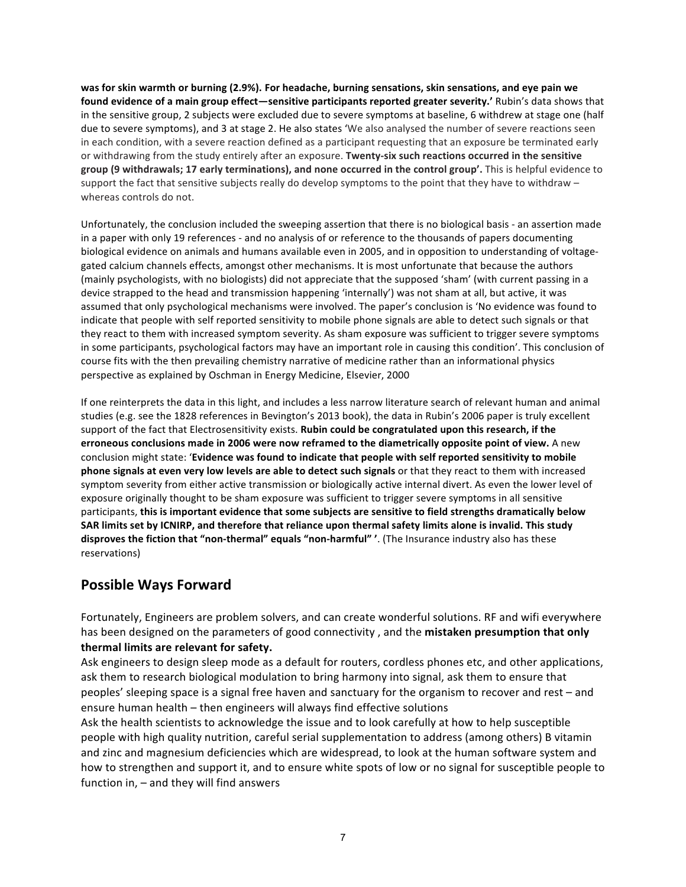**was for skin warmth or burning (2.9%). For headache, burning sensations, skin sensations, and eye pain we found evidence of a main group effect—sensitive participants reported greater severity.'** Rubin's data shows that in the sensitive group, 2 subjects were excluded due to severe symptoms at baseline, 6 withdrew at stage one (half due to severe symptoms), and 3 at stage 2. He also states 'We also analysed the number of severe reactions seen in each condition, with a severe reaction defined as a participant requesting that an exposure be terminated early or withdrawing from the study entirely after an exposure. **Twenty-six such reactions occurred in the sensitive group (9 withdrawals; 17 early terminations), and none occurred in the control group'.** This is helpful evidence to support the fact that sensitive subjects really do develop symptoms to the point that they have to withdraw – whereas controls do not.

Unfortunately, the conclusion included the sweeping assertion that there is no biological basis - an assertion made in a paper with only 19 references - and no analysis of or reference to the thousands of papers documenting biological evidence on animals and humans available even in 2005, and in opposition to understanding of voltage-gated calcium channels effects, amongst other mechanisms. It is most unfortunate that because the authors (mainly psychologists, with no biologists) did not appreciate that the supposed 'sham' (with current passing in a device strapped to the head and transmission happening 'internally') was not sham at all, but active, it was assumed that only psychological mechanisms were involved. The paper's conclusion is 'No evidence was found to indicate that people with self reported sensitivity to mobile phone signals are able to detect such signals or that they react to them with increased symptom severity. As sham exposure was sufficient to trigger severe symptoms in some participants, psychological factors may have an important role in causing this condition'. This conclusion of course fits with the then prevailing chemistry narrative of medicine rather than an informational physics perspective as explained by Oschman in Energy Medicine, Elsevier, 2000

If one reinterprets the data in this light, and includes a less narrow literature search of relevant human and animal studies (e.g. see the 1828 references in Bevington's 2013 book), the data in Rubin's 2006 paper is truly excellent support of the fact that Electrosensitivity exists. **Rubin could be congratulated upon this research, if the erroneous conclusions made in 2006 were now reframed to the diametrically opposite point of view.** A new conclusion might state: '**Evidence was found to indicate that people with self reported sensitivity to mobile phone signals at even very low levels are able to detect such signals** or that they react to them with increased symptom severity from either active transmission or biologically active internal divert. As even the lower level of exposure originally thought to be sham exposure was sufficient to trigger severe symptoms in all sensitive participants, **this is important evidence that some subjects are sensitive to field strengths dramatically below SAR limits set by ICNIRP, and therefore that reliance upon thermal safety limits alone is invalid. This study disproves the fiction that "non-thermal" equals "non-harmful" '**. (The Insurance industry also has these reservations)

## Possible Ways Forward

Fortunately, Engineers are problem solvers, and can create wonderful solutions. RF and wifi everywhere has been designed on the parameters of good connectivity , and the **mistaken presumption that only thermal limits are relevant for safety.**

Ask engineers to design sleep mode as a default for routers, cordless phones etc, and other applications, ask them to research biological modulation to bring harmony into signal, ask them to ensure that peoples' sleeping space is a signal free haven and sanctuary for the organism to recover and rest – and ensure human health – then engineers will always find effective solutions

Ask the health scientists to acknowledge the issue and to look carefully at how to help susceptible people with high quality nutrition, careful serial supplementation to address (among others) B vitamin and zinc and magnesium deficiencies which are widespread, to look at the human software system and how to strengthen and support it, and to ensure white spots of low or no signal for susceptible people to function in, – and they will find answers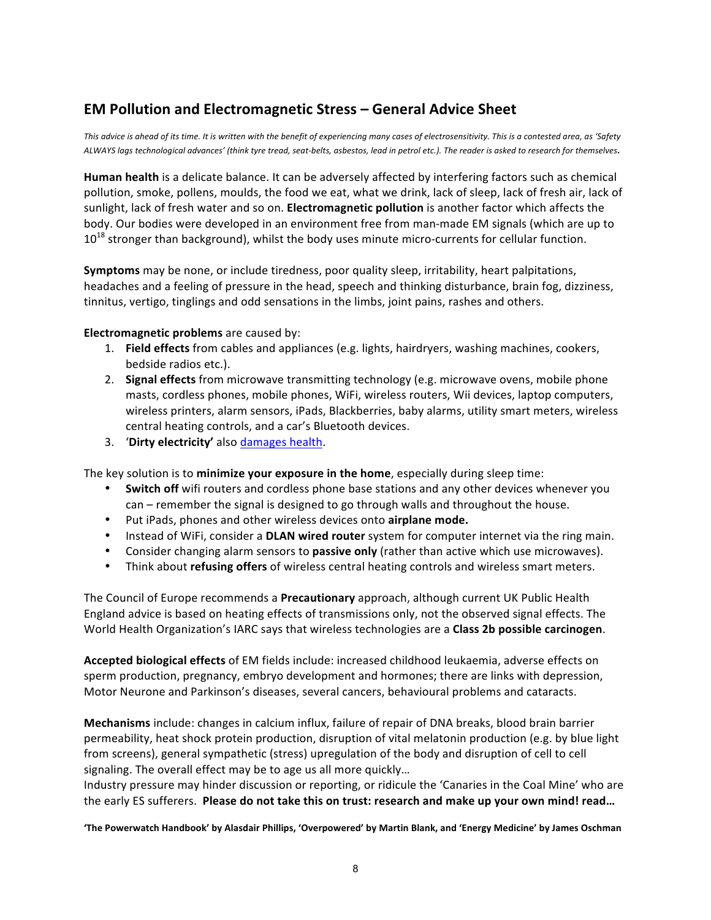## EM Pollution and Electromagnetic Stress – General Advice Sheet

*This advice is ahead of its time. It is written with the benefit of experiencing many cases of electrosensitivity. This is a contested area, as 'Safety ALWAYS lags technological advances' (think tyre tread, seat-belts, asbestos, lead in petrol etc.). The reader is asked to research for themselves.*

**Human health** is a delicate balance. It can be adversely affected by interfering factors such as chemical pollution, smoke, pollens, moulds, the food we eat, what we drink, lack of sleep, lack of fresh air, lack of sunlight, lack of fresh water and so on. **Electromagnetic pollution** is another factor which affects the body. Our bodies were developed in an environment free from man-made EM signals (which are up to $10^{18}$ stronger than background), whilst the body uses minute micro-currents for cellular function.

**Symptoms** may be none, or include tiredness, poor quality sleep, irritability, heart palpitations, headaches and a feeling of pressure in the head, speech and thinking disturbance, brain fog, dizziness, tinnitus, vertigo, tinglings and odd sensations in the limbs, joint pains, rashes and others.

**Electromagnetic problems** are caused by:

1. **Field effects** from cables and appliances (e.g. lights, hairdryers, washing machines, cookers, bedside radios etc.).
2. **Signal effects** from microwave transmitting technology (e.g. microwave ovens, mobile phone masts, cordless phones, mobile phones, WiFi, wireless routers, Wii devices, laptop computers, wireless printers, alarm sensors, iPads, Blackberries, baby alarms, utility smart meters, wireless central heating controls, and a car's Bluetooth devices.
3. '**Dirty electricity'** also damages health.

The key solution is to **minimize your exposure in the home**, especially during sleep time:

- **Switch off** wifi routers and cordless phone base stations and any other devices whenever you can – remember the signal is designed to go through walls and throughout the house.
- Put iPads, phones and other wireless devices onto **airplane mode.**
- Instead of WiFi, consider a **DLAN wired router** system for computer internet via the ring main.
- Consider changing alarm sensors to **passive only** (rather than active which use microwaves).
- Think about **refusing offers** of wireless central heating controls and wireless smart meters.

The Council of Europe recommends a **Precautionary** approach, although current UK Public Health England advice is based on heating effects of transmissions only, not the observed signal effects. The World Health Organization's IARC says that wireless technologies are a **Class 2b possible carcinogen**.

**Accepted biological effects** of EM fields include: increased childhood leukaemia, adverse effects on sperm production, pregnancy, embryo development and hormones; there are links with depression, Motor Neurone and Parkinson's diseases, several cancers, behavioural problems and cataracts.

**Mechanisms** include: changes in calcium influx, failure of repair of DNA breaks, blood brain barrier permeability, heat shock protein production, disruption of vital melatonin production (e.g. by blue light from screens), general sympathetic (stress) upregulation of the body and disruption of cell to cell signaling. The overall effect may be to age us all more quickly…
Industry pressure may hinder discussion or reporting, or ridicule the 'Canaries in the Coal Mine' who are the early ES sufferers. **Please do not take this on trust: research and make up your own mind! read…**

**'The Powerwatch Handbook' by Alasdair Phillips, 'Overpowered' by Martin Blank, and 'Energy Medicine' by James Oschman**